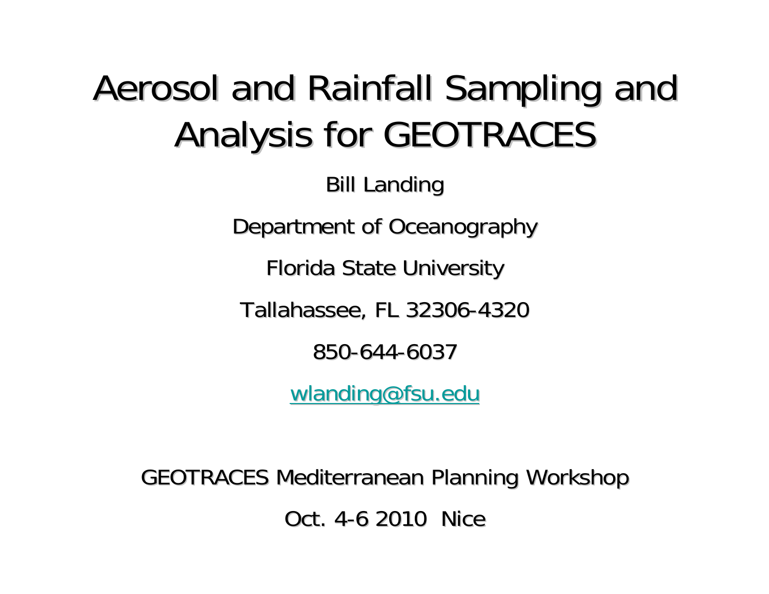# Aerosol and Rainfall Sampling and Analysis for GEOTRACES

Bill Landing

Department of Oceanography

Florida State University

Tallahassee, FL 32306-4320

850-644-6037

wlanding@fsu.edu

GEOTRACES Mediterranean Planning Workshop

Oct. 4-6 2010 Nice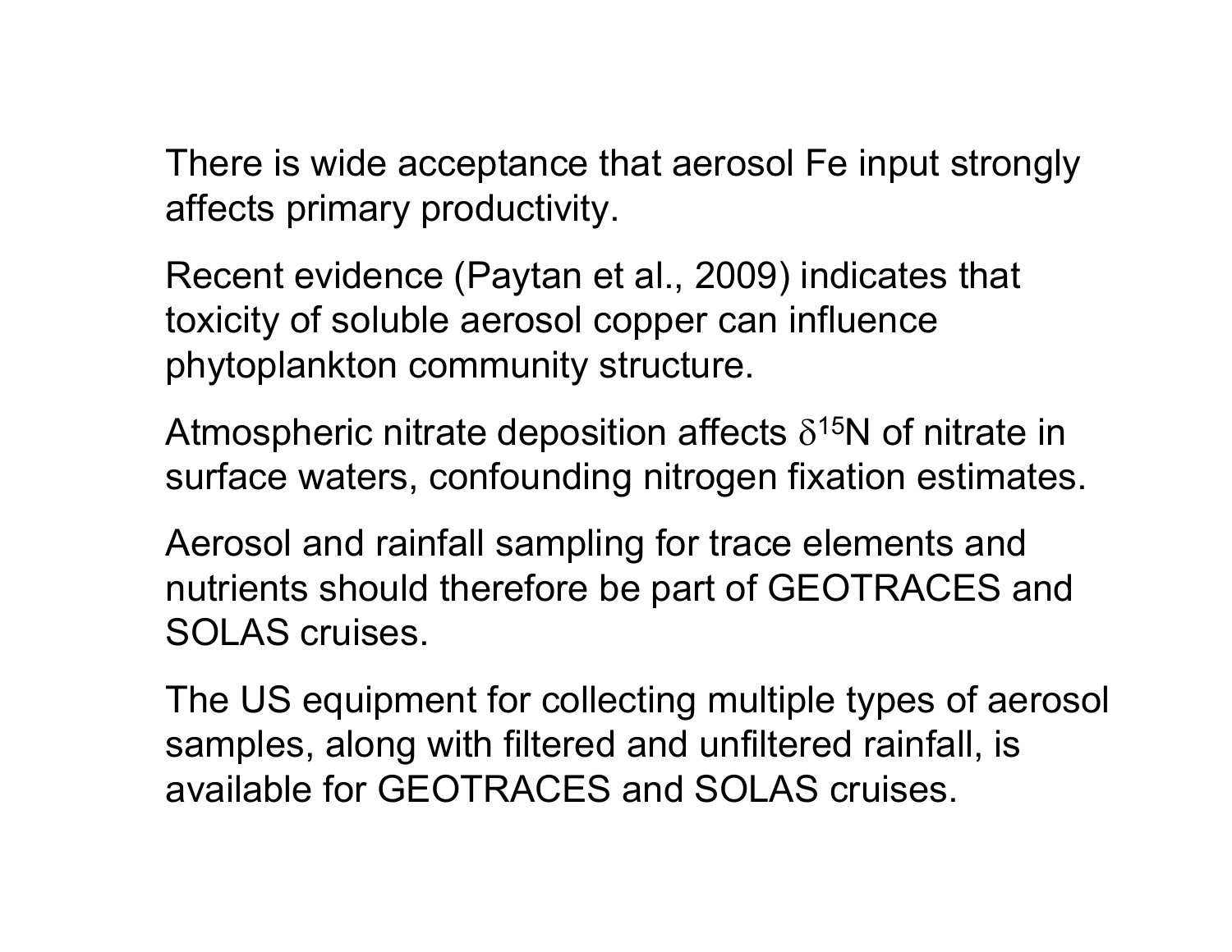There is wide acceptance that aerosol Fe input strongly affects primary productivity.

Recent evidence (Paytan et al., 2009) indicates that toxicity of soluble aerosol copper can influence phytoplankton community structure.

Atmospheric nitrate deposition affects $\delta^{15}N$ of nitrate in surface waters, confounding nitrogen fixation estimates.

Aerosol and rainfall sampling for trace elements and nutrients should therefore be part of GEOTRACES and SOLAS cruises.

The US equipment for collecting multiple types of aerosol samples, along with filtered and unfiltered rainfall, is available for GEOTRACES and SOLAS cruises.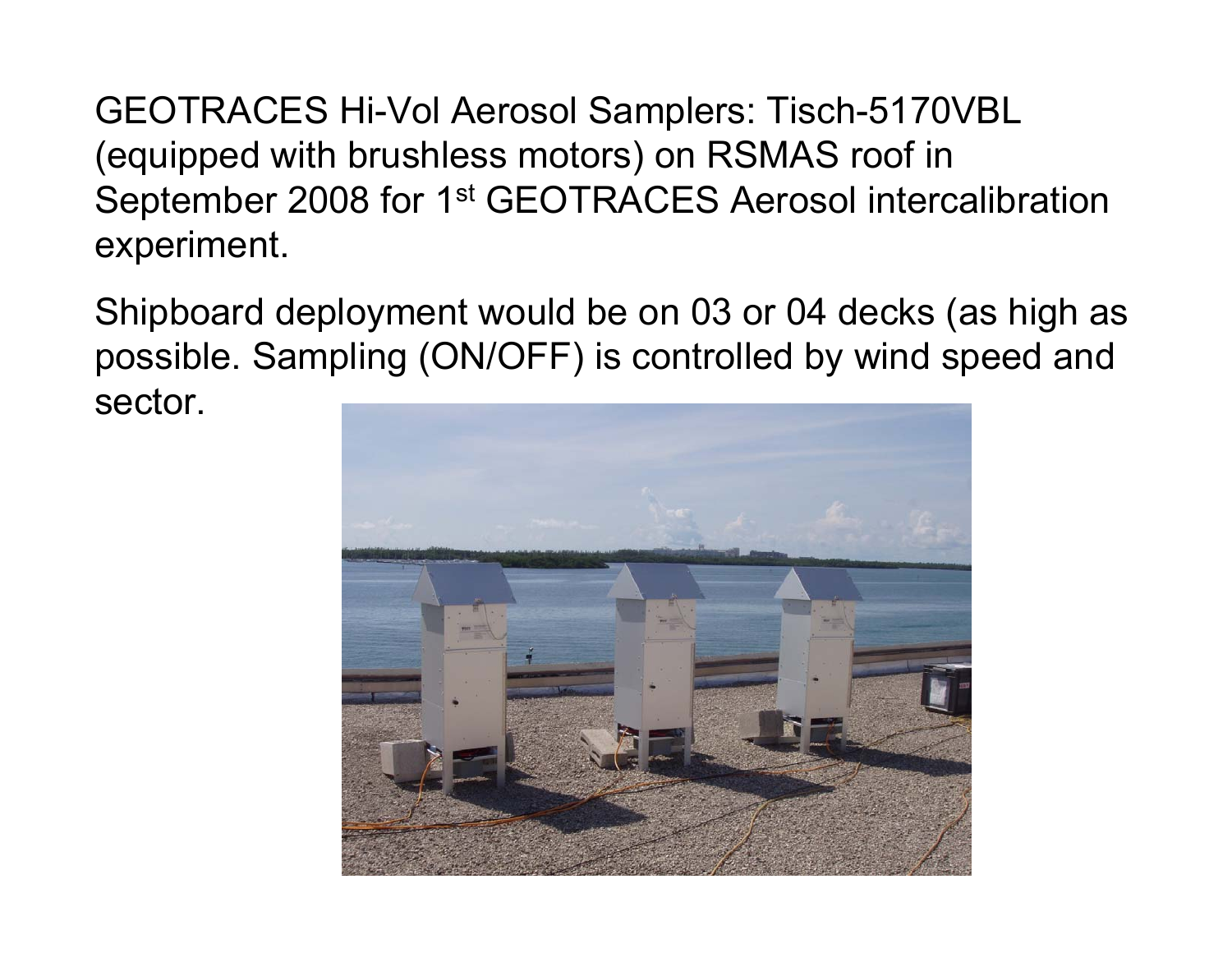GEOTRACES Hi-Vol Aerosol Samplers: Tisch-5170VBL (equipped with brushless motors) on RSMAS roof in September 2008 for 1st GEOTRACES Aerosol intercalibration experiment.

Shipboard deployment would be on 03 or 04 decks (as high as possible. Sampling (ON/OFF) is controlled by wind speed and sector.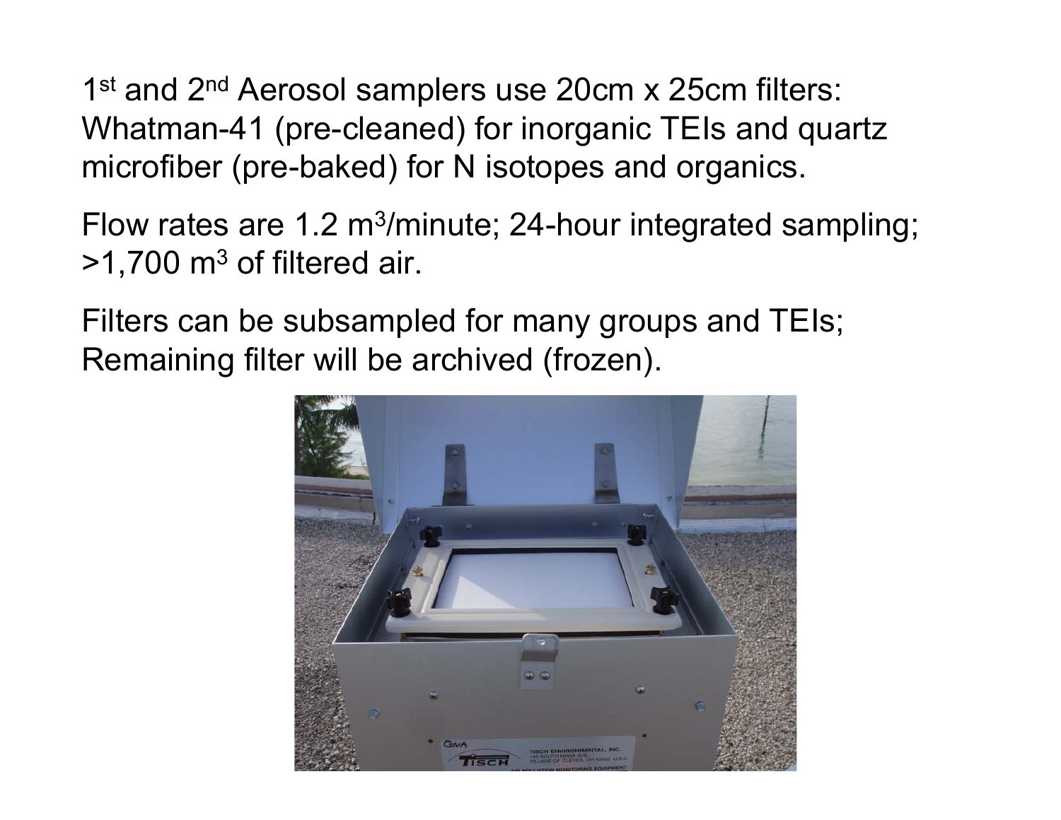1st and 2nd Aerosol samplers use 20cm x 25cm filters: Whatman-41 (pre-cleaned) for inorganic TEIs and quartz microfiber (pre-baked) for N isotopes and organics.

Flow rates are 1.2 $m^3$/minute; 24-hour integrated sampling; >1,700 $m^3$ of filtered air.

Filters can be subsampled for many groups and TEIs; Remaining filter will be archived (frozen).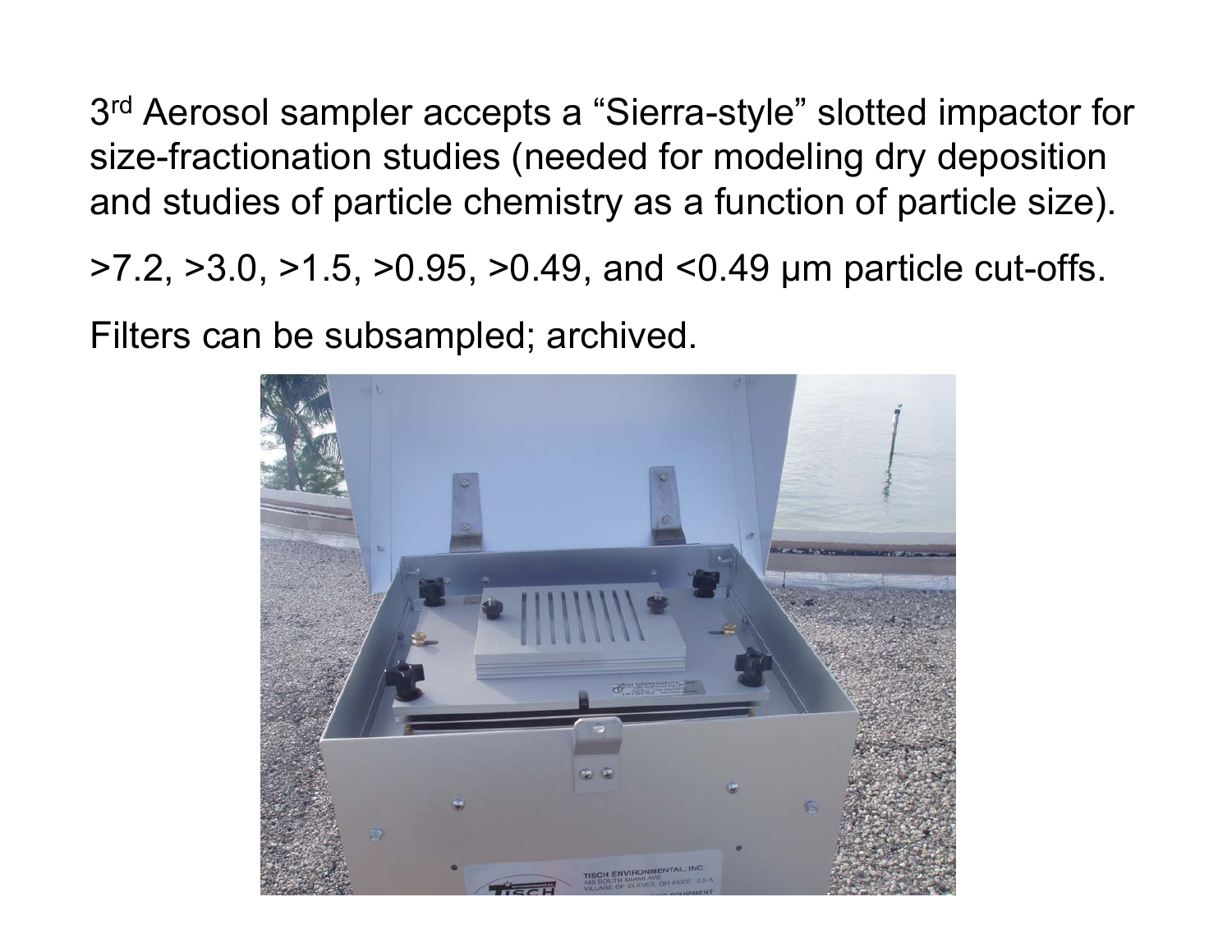3rd Aerosol sampler accepts a "Sierra-style" slotted impactor for size-fractionation studies (needed for modeling dry deposition and studies of particle chemistry as a function of particle size).

>7.2, >3.0, >1.5, >0.95, >0.49, and <0.49 μm particle cut-offs.

Filters can be subsampled; archived.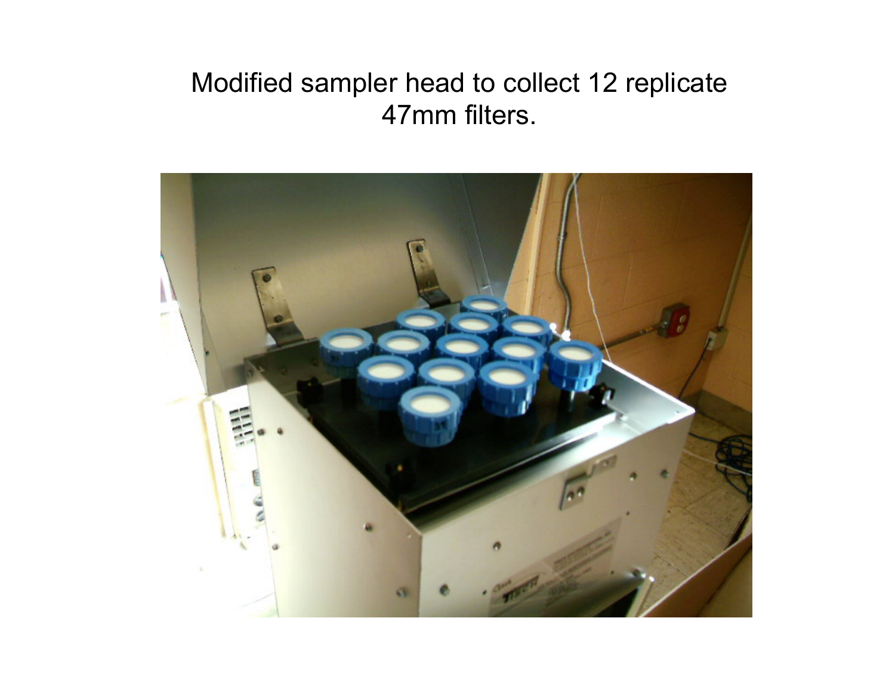Modified sampler head to collect 12 replicate 47mm filters.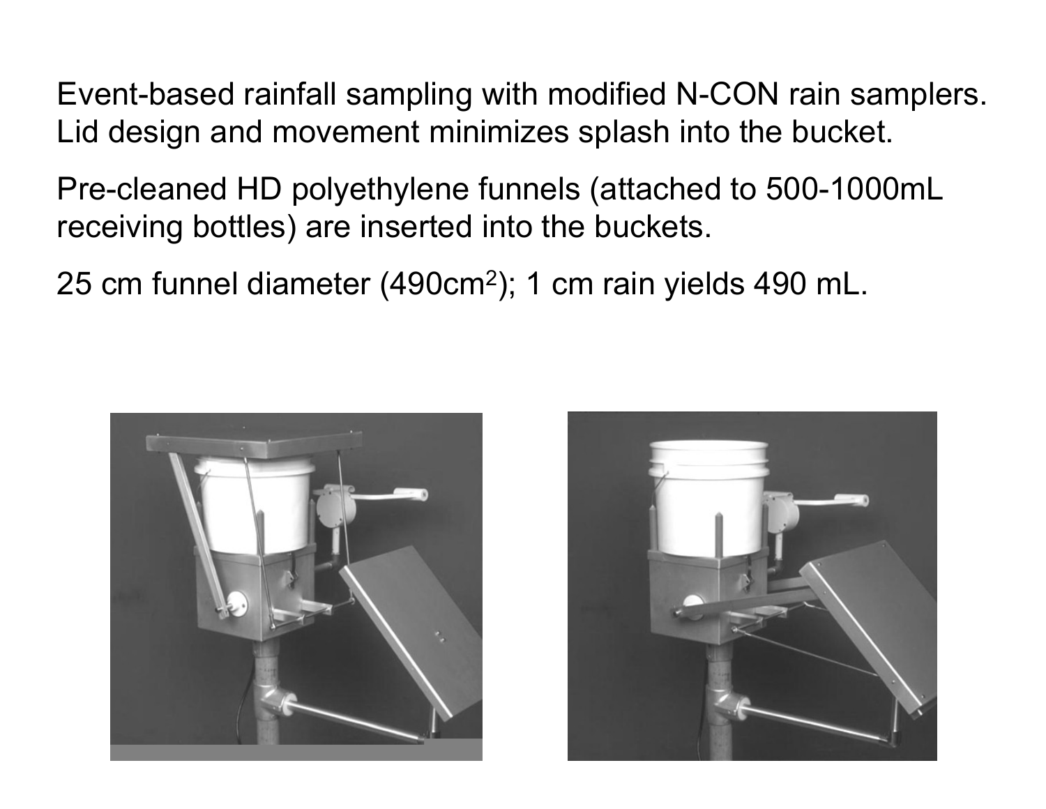Event-based rainfall sampling with modified N-CON rain samplers. Lid design and movement minimizes splash into the bucket.

Pre-cleaned HD polyethylene funnels (attached to 500-1000mL receiving bottles) are inserted into the buckets.

25 cm funnel diameter (490cm$^2$); 1 cm rain yields 490 mL.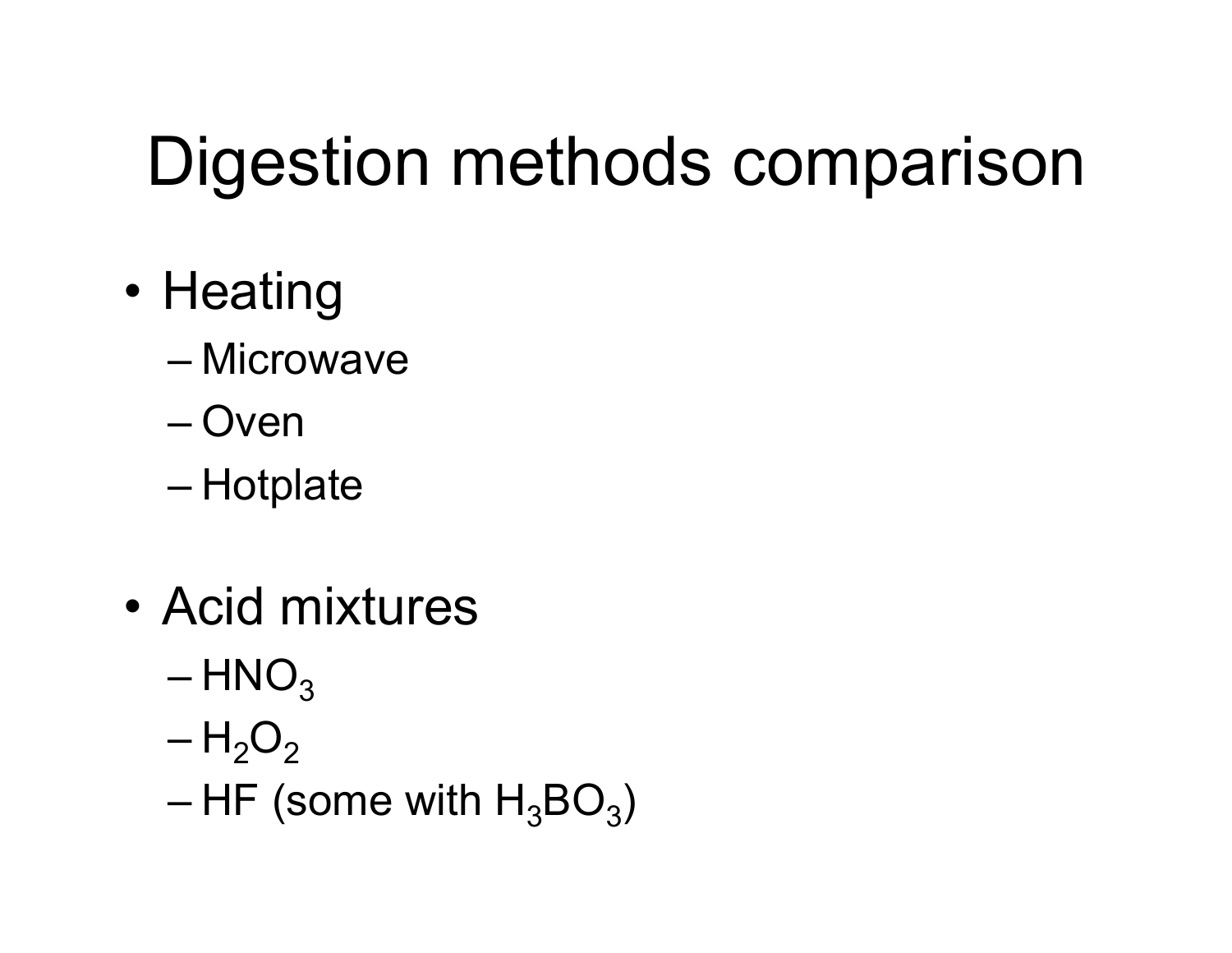# Digestion methods comparison

- Heating
  - Microwave
  - Oven
  - Hotplate

- Acid mixtures
  - $HNO_3$
  - $H_2O_2$
  - HF (some with $H_3BO_3$)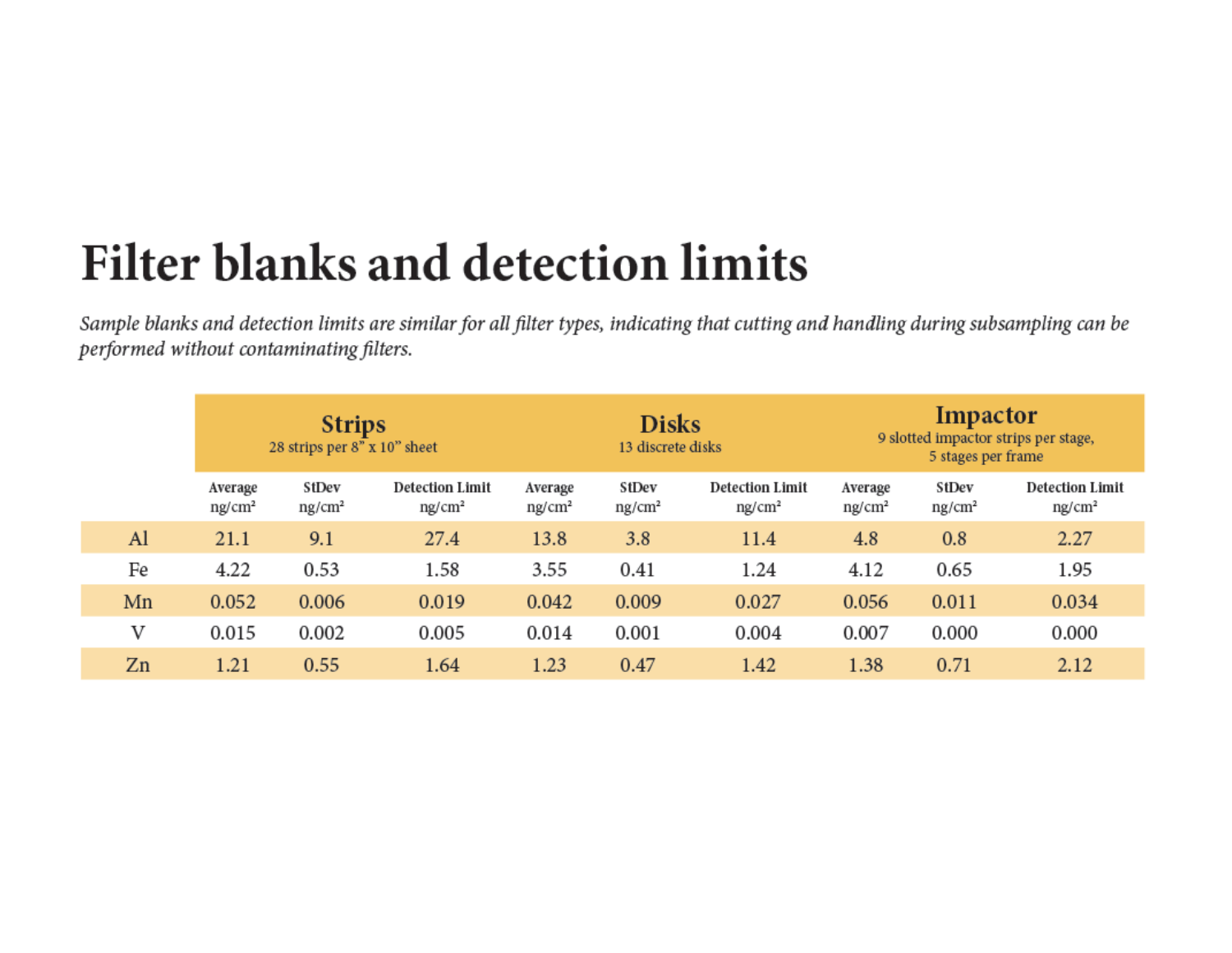# Filter blanks and detection limits

*Sample blanks and detection limits are similar for all filter types, indicating that cutting and handling during subsampling can be performed without contaminating filters.*

| | Strips 28 strips per 8" x 10" sheet | | | Disks 13 discrete disks | | | Impactor 9 slotted impactor strips per stage, 5 stages per frame | | |
|---|---|---|---|---|---|---|---|---|---|
| | Average ng/cm² | StDev ng/cm² | Detection Limit ng/cm² | Average ng/cm² | StDev ng/cm² | Detection Limit ng/cm² | Average ng/cm² | StDev ng/cm² | Detection Limit ng/cm² |
| Al | 21.1 | 9.1 | 27.4 | 13.8 | 3.8 | 11.4 | 4.8 | 0.8 | 2.27 |
| Fe | 4.22 | 0.53 | 1.58 | 3.55 | 0.41 | 1.24 | 4.12 | 0.65 | 1.95 |
| Mn | 0.052 | 0.006 | 0.019 | 0.042 | 0.009 | 0.027 | 0.056 | 0.011 | 0.034 |
| V | 0.015 | 0.002 | 0.005 | 0.014 | 0.001 | 0.004 | 0.007 | 0.000 | 0.000 |
| Zn | 1.21 | 0.55 | 1.64 | 1.23 | 0.47 | 1.42 | 1.38 | 0.71 | 2.12 |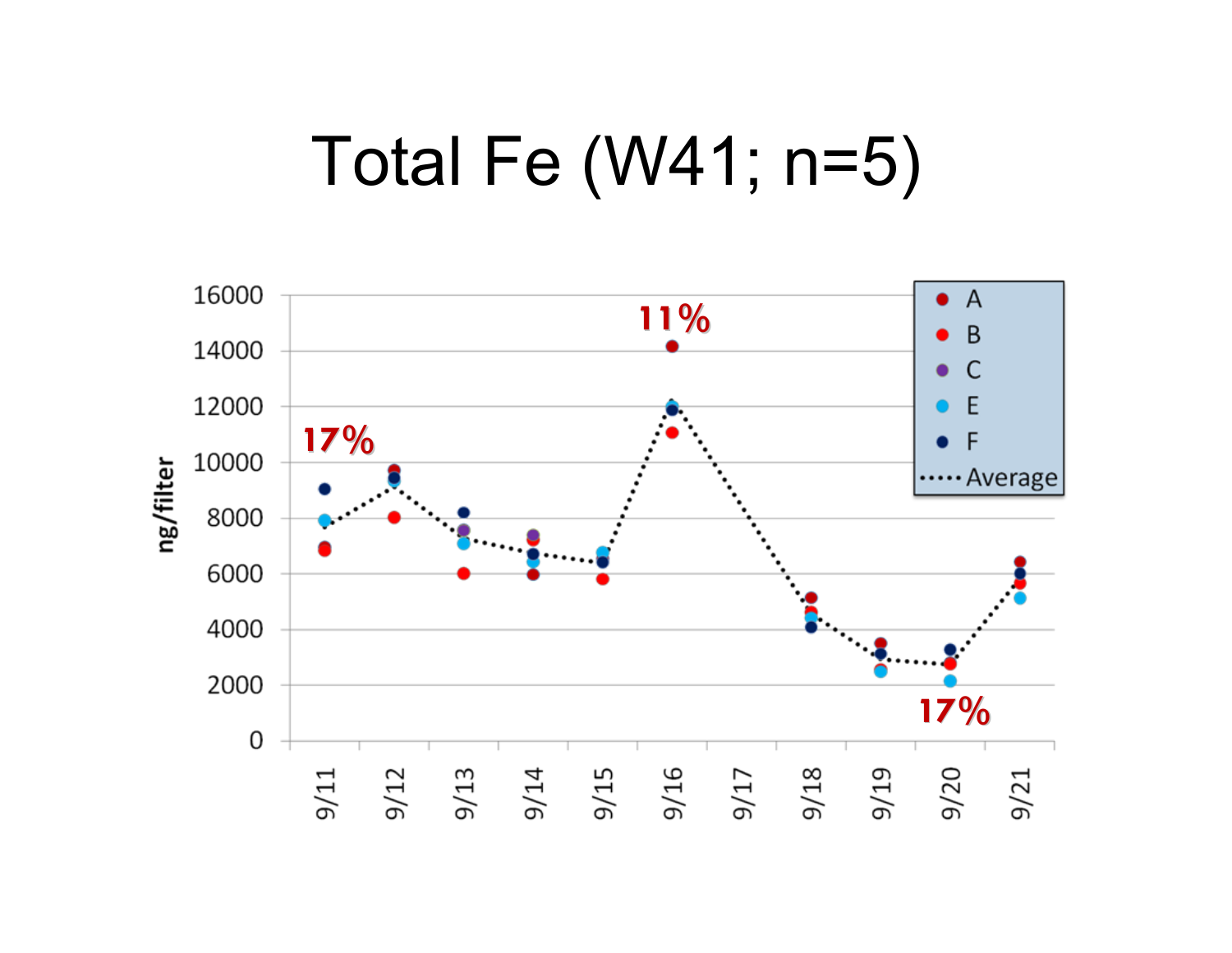# Total Fe (W41; n=5)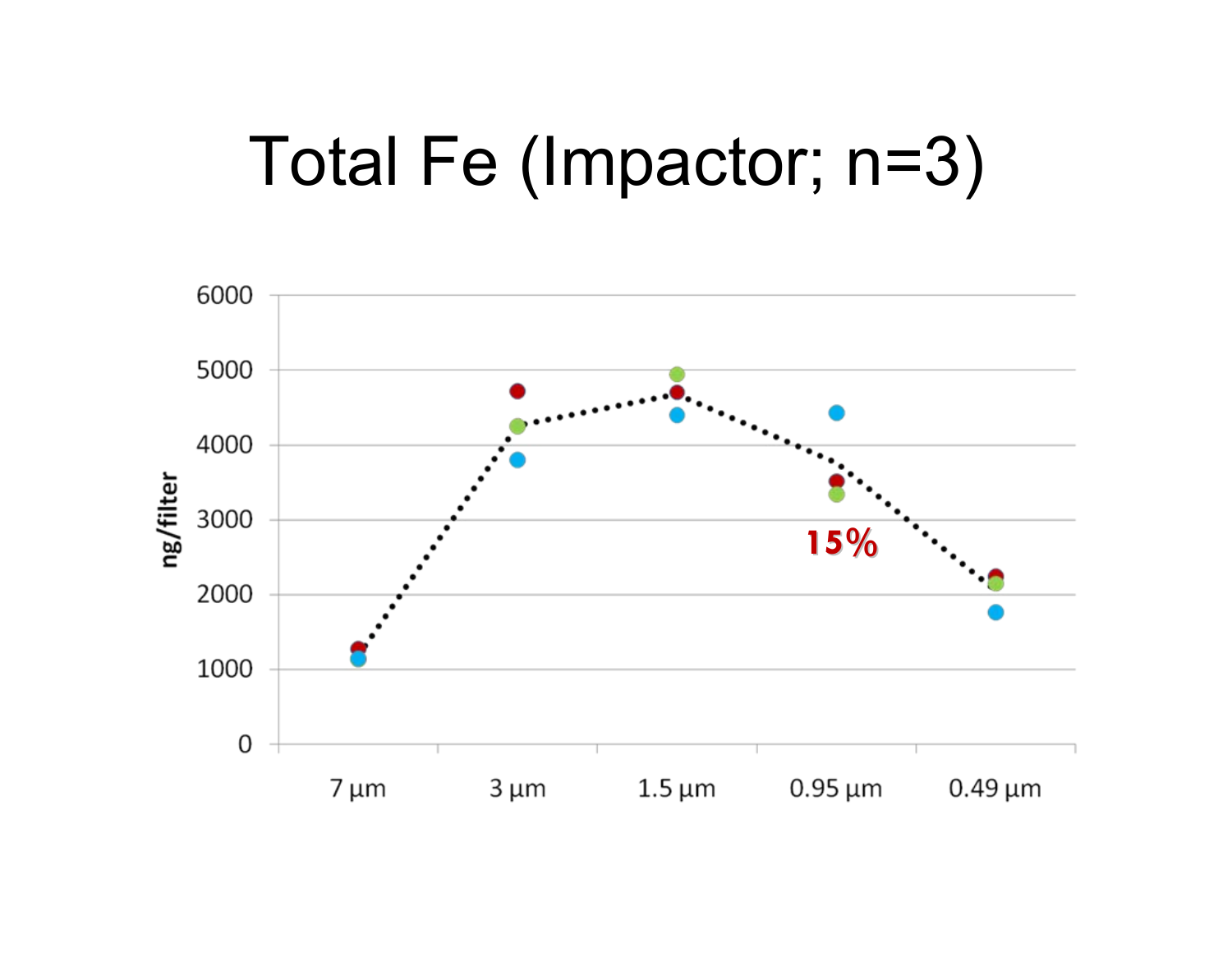# Total Fe (Impactor; n=3)

6000
5000
4000
3000
2000
1000
0

ng/filter

15%

7 µm 3 µm 1.5 µm 0.95 µm 0.49 µm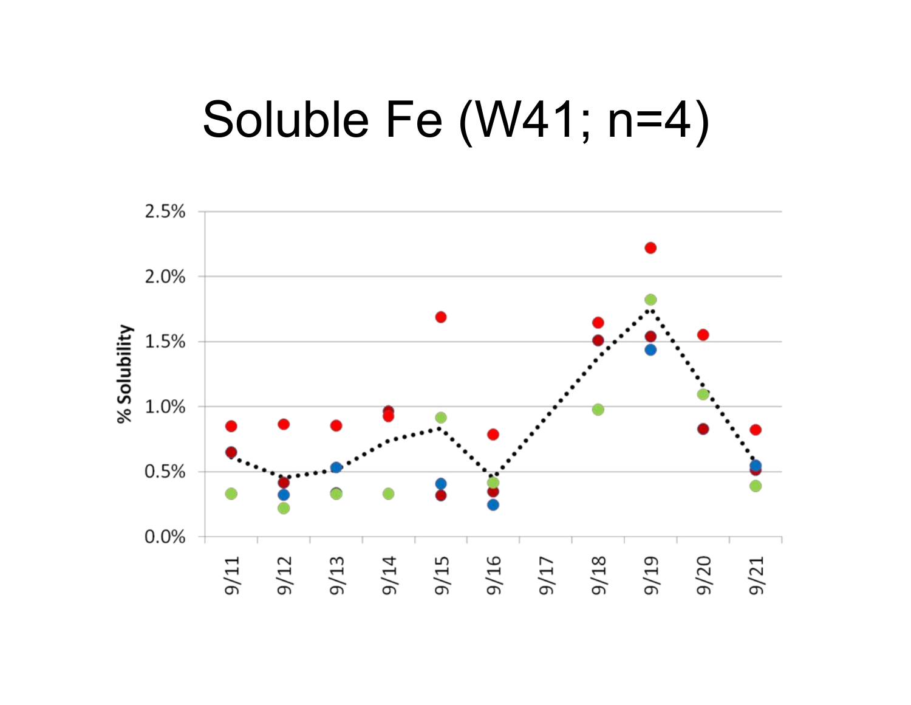# Soluble Fe (W41; n=4)

% Solubility

2.5%
2.0%
1.5%
1.0%
0.5%
0.0%

9/11 9/12 9/13 9/14 9/15 9/16 9/17 9/18 9/19 9/20 9/21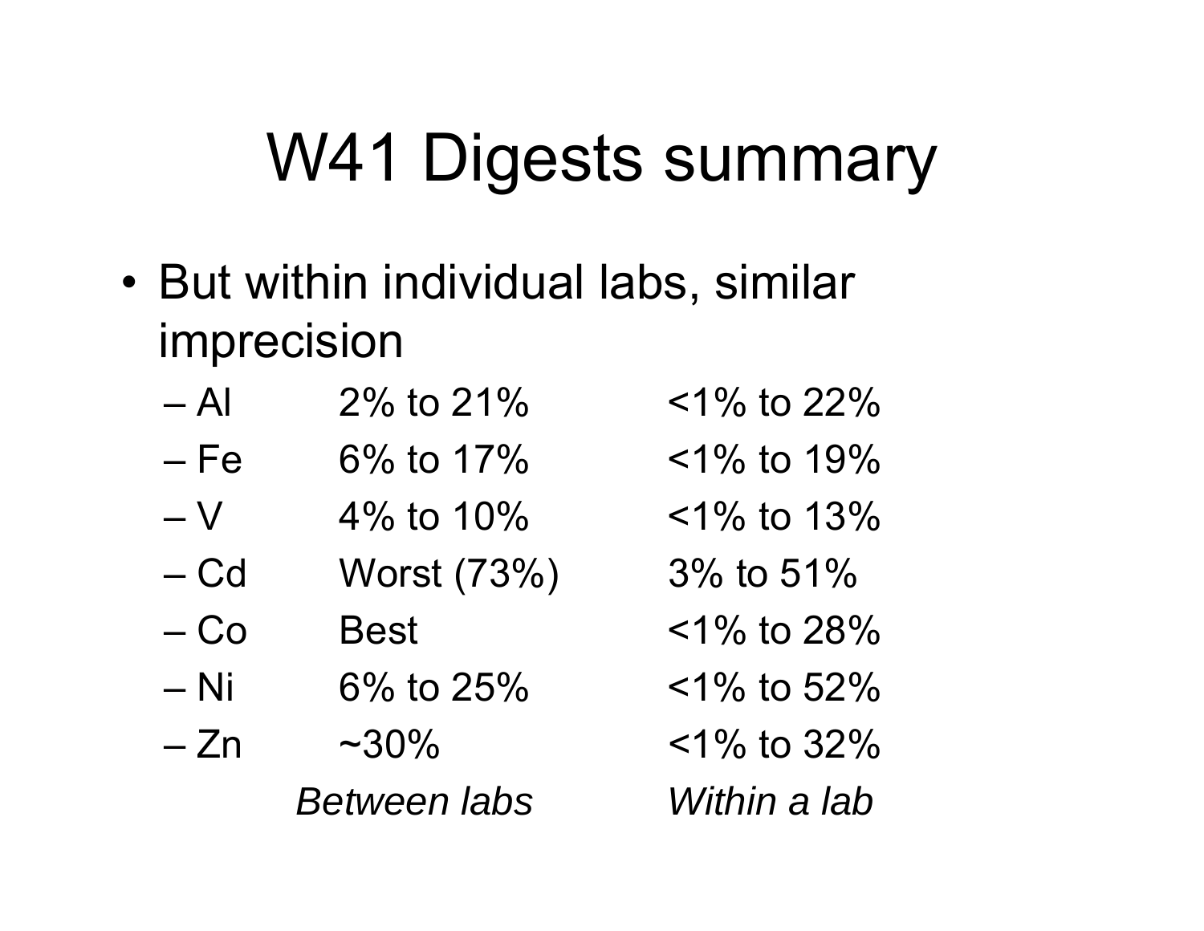# W41 Digests summary

- But within individual labs, similar imprecision

| | Between labs | Within a lab |
|---|---|---|
| – Al | 2% to 21% | <1% to 22% |
| – Fe | 6% to 17% | <1% to 19% |
| – V | 4% to 10% | <1% to 13% |
| – Cd | Worst (73%) | 3% to 51% |
| – Co | Best | <1% to 28% |
| – Ni | 6% to 25% | <1% to 52% |
| – Zn | ~30% | <1% to 32% |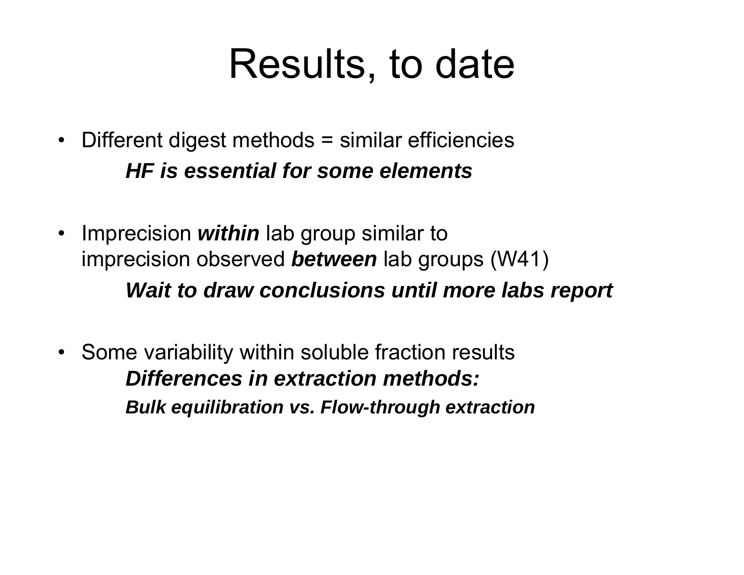# Results, to date

- Different digest methods = similar efficiencies

  ***HF is essential for some elements***

- Imprecision ***within*** lab group similar to imprecision observed ***between*** lab groups (W41)

  ***Wait to draw conclusions until more labs report***

- Some variability within soluble fraction results

  ***Differences in extraction methods:***

  ***Bulk equilibration vs. Flow-through extraction***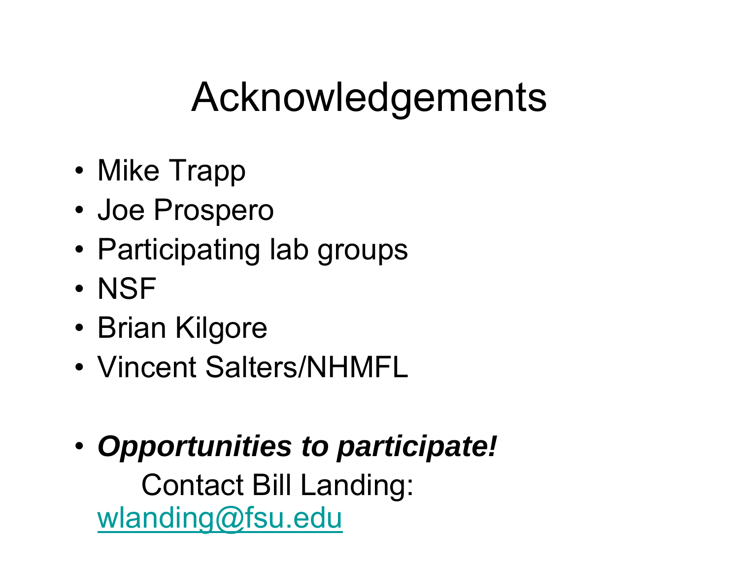# Acknowledgements

- Mike Trapp
- Joe Prospero
- Participating lab groups
- NSF
- Brian Kilgore
- Vincent Salters/NHMFL

- ***Opportunities to participate!***

  Contact Bill Landing: wlanding@fsu.edu